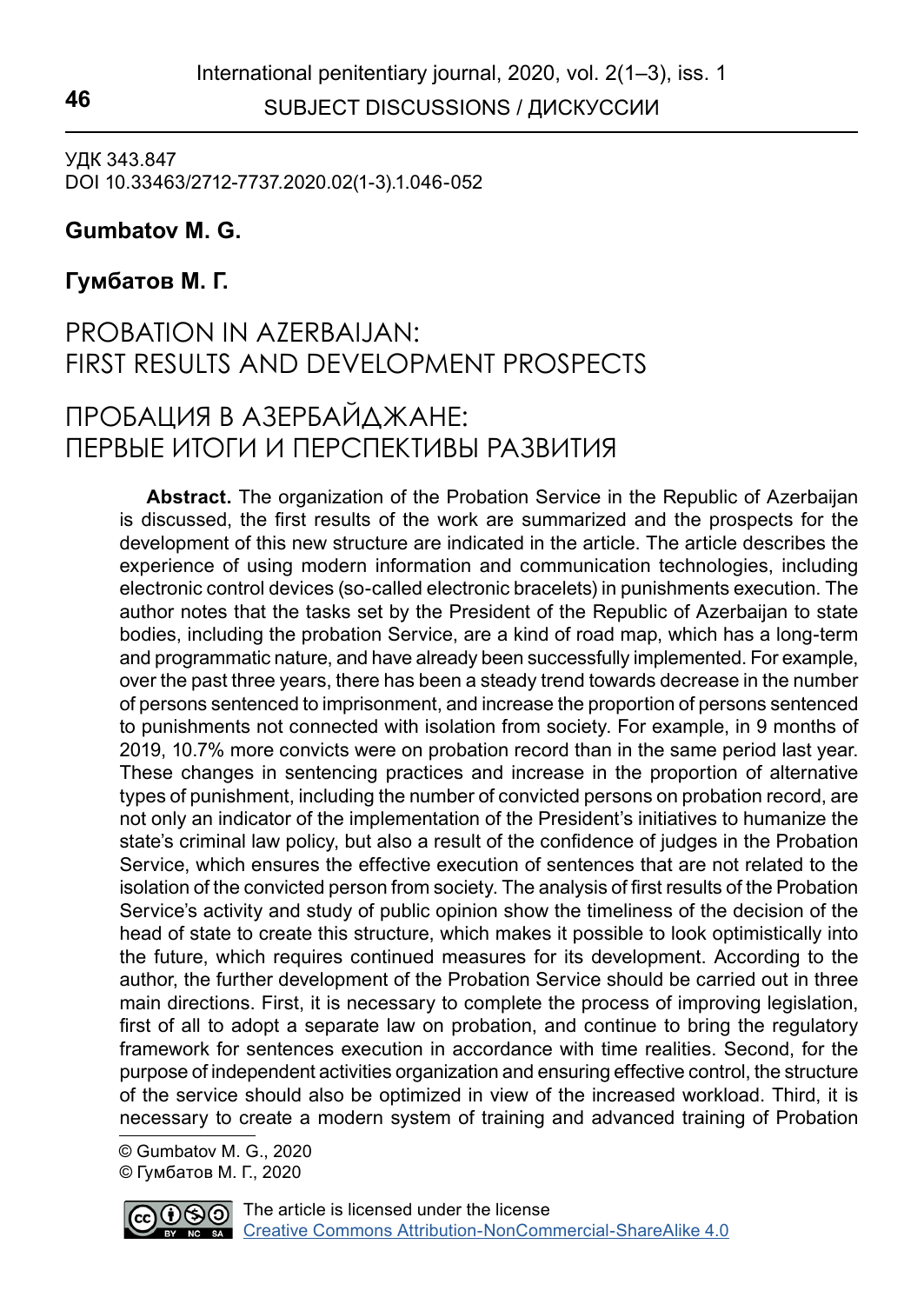УДК 343.847
DOI 10.33463/2712-7737.2020.02(1-3).1.046-052

**Gumbatov M. G.**

**Гумбатов М. Г.**

# PROBATION IN AZERBAIJAN: FIRST RESULTS AND DEVELOPMENT PROSPECTS

# ПРОБАЦИЯ В АЗЕРБАЙДЖАНЕ: ПЕРВЫЕ ИТОГИ И ПЕРСПЕКТИВЫ РАЗВИТИЯ

**Abstract.** The organization of the Probation Service in the Republic of Azerbaijan is discussed, the first results of the work are summarized and the prospects for the development of this new structure are indicated in the article. The article describes the experience of using modern information and communication technologies, including electronic control devices (so-called electronic bracelets) in punishments execution. The author notes that the tasks set by the President of the Republic of Azerbaijan to state bodies, including the probation Service, are a kind of road map, which has a long-term and programmatic nature, and have already been successfully implemented. For example, over the past three years, there has been a steady trend towards decrease in the number of persons sentenced to imprisonment, and increase the proportion of persons sentenced to punishments not connected with isolation from society. For example, in 9 months of 2019, 10.7% more convicts were on probation record than in the same period last year. These changes in sentencing practices and increase in the proportion of alternative types of punishment, including the number of convicted persons on probation record, are not only an indicator of the implementation of the President's initiatives to humanize the state's criminal law policy, but also a result of the confidence of judges in the Probation Service, which ensures the effective execution of sentences that are not related to the isolation of the convicted person from society. The analysis of first results of the Probation Service's activity and study of public opinion show the timeliness of the decision of the head of state to create this structure, which makes it possible to look optimistically into the future, which requires continued measures for its development. According to the author, the further development of the Probation Service should be carried out in three main directions. First, it is necessary to complete the process of improving legislation, first of all to adopt a separate law on probation, and continue to bring the regulatory framework for sentences execution in accordance with time realities. Second, for the purpose of independent activities organization and ensuring effective control, the structure of the service should also be optimized in view of the increased workload. Third, it is necessary to create a modern system of training and advanced training of Probation

© Gumbatov M. G., 2020
© Гумбатов М. Г., 2020

The article is licensed under the license Creative Commons Attribution-NonCommercial-ShareAlike 4.0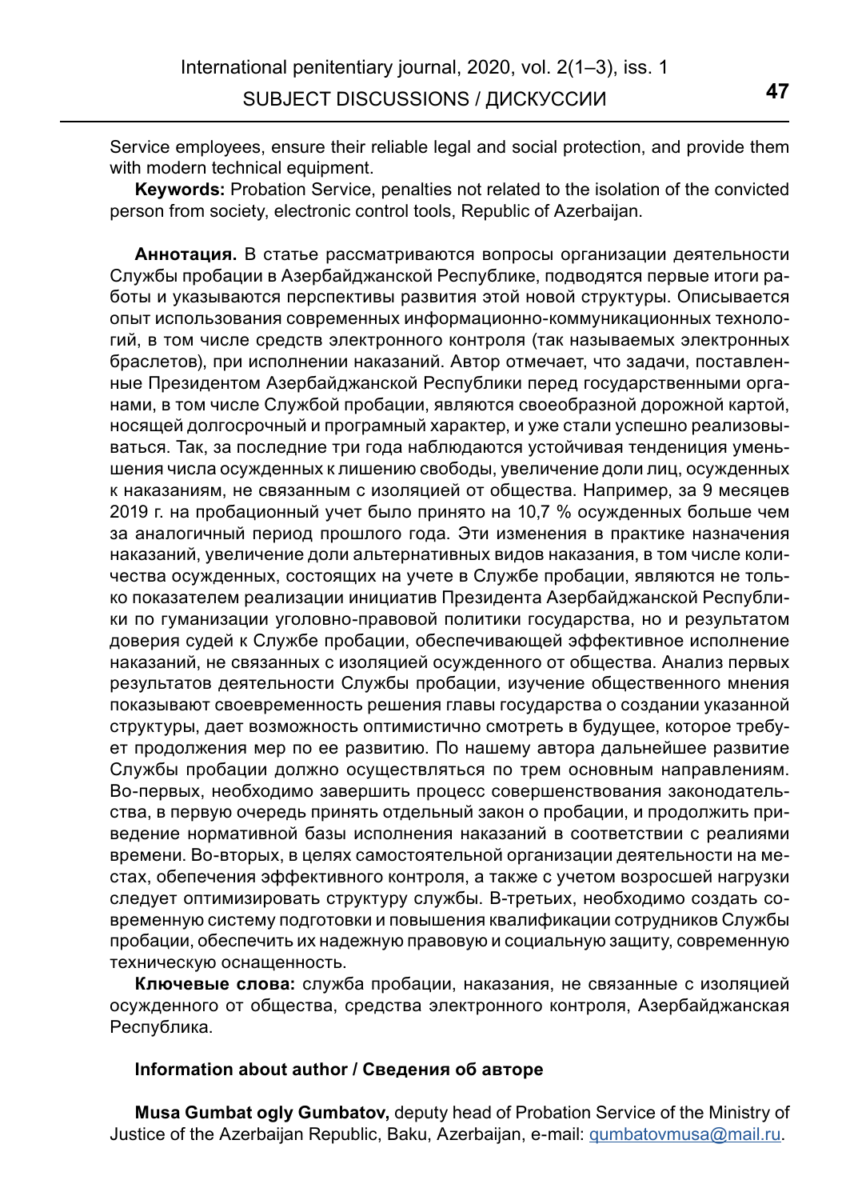Service employees, ensure their reliable legal and social protection, and provide them with modern technical equipment.

**Keywords:** Probation Service, penalties not related to the isolation of the convicted person from society, electronic control tools, Republic of Azerbaijan.

**Аннотация.** В статье рассматриваются вопросы организации деятельности Службы пробации в Азербайджанской Республике, подводятся первые итоги работы и указываются перспективы развития этой новой структуры. Описывается опыт использования современных информационно-коммуникационных технологий, в том числе средств электронного контроля (так называемых электронных браслетов), при исполнении наказаний. Автор отмечает, что задачи, поставленные Президентом Азербайджанской Республики перед государственными органами, в том числе Службой пробации, являются своеобразной дорожной картой, носящей долгосрочный и програмный характер, и уже стали успешно реализовываться. Так, за последние три года наблюдаются устойчивая тенденция уменьшения числа осужденных к лишению свободы, увеличение доли лиц, осужденных к наказаниям, не связанным с изоляцией от общества. Например, за 9 месяцев 2019 г. на пробационный учет было принято на 10,7 % осужденных больше чем за аналогичный период прошлого года. Эти изменения в практике назначения наказаний, увеличение доли альтернативных видов наказания, в том числе количества осужденных, состоящих на учете в Службе пробации, являются не только показателем реализации инициатив Президента Азербайджанской Республики по гуманизации уголовно-правовой политики государства, но и результатом доверия судей к Службе пробации, обеспечивающей эффективное исполнение наказаний, не связанных с изоляцией осужденного от общества. Анализ первых результатов деятельности Службы пробации, изучение общественного мнения показывают своевременность решения главы государства о создании указанной структуры, дает возможность оптимистично смотреть в будущее, которое требует продолжения мер по ее развитию. По нашему автора дальнейшее развитие Службы пробации должно осуществляться по трем основным направлениям. Во-первых, необходимо завершить процесс совершенствования законодательства, в первую очередь принять отдельный закон о пробации, и продолжить приведение нормативной базы исполнения наказаний в соответствии с реалиями времени. Во-вторых, в целях самостоятельной организации деятельности на местах, обеспечения эффективного контроля, а также с учетом возросшей нагрузки следует оптимизировать структуру службы. В-третьих, необходимо создать современную систему подготовки и повышения квалификации сотрудников Службы пробации, обеспечить их надежную правовую и социальную защиту, современную техническую оснащенность.

**Ключевые слова:** служба пробации, наказания, не связанные с изоляцией осужденного от общества, средства электронного контроля, Азербайджанская Республика.

**Information about author / Сведения об авторе**

**Musa Gumbat ogly Gumbatov,** deputy head of Probation Service of the Ministry of Justice of the Azerbaijan Republic, Baku, Azerbaijan, e-mail: qumbatovmusa@mail.ru.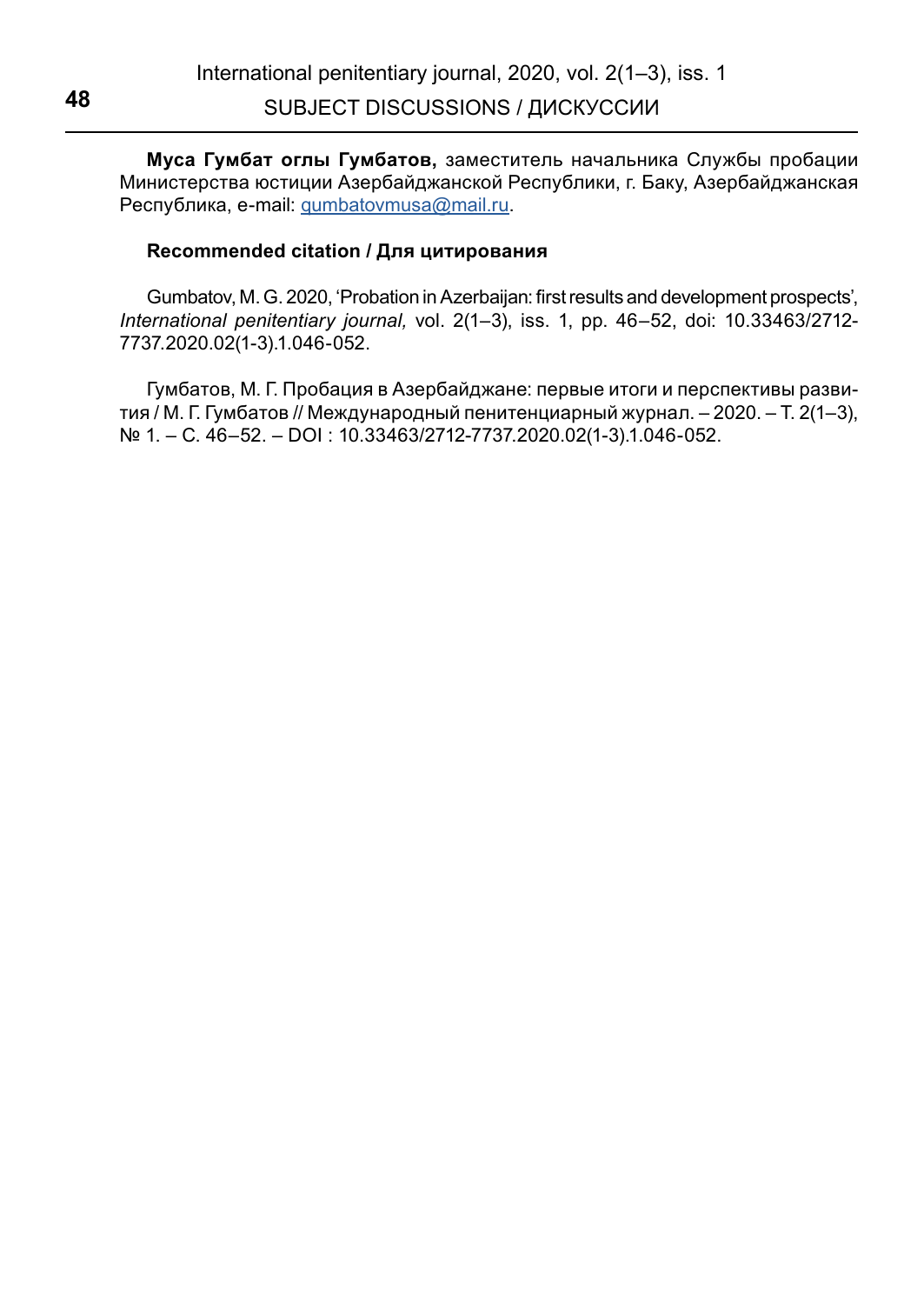**Муса Гумбат оглы Гумбатов,** заместитель начальника Службы пробации Министерства юстиции Азербайджанской Республики, г. Баку, Азербайджанская Республика, e-mail: qumbatovmusa@mail.ru.

**Recommended citation / Для цитирования**

Gumbatov, M. G. 2020, 'Probation in Azerbaijan: first results and development prospects', *International penitentiary journal,* vol. 2(1–3), iss. 1, pp. 46–52, doi: 10.33463/2712-7737.2020.02(1-3).1.046-052.

Гумбатов, М. Г. Пробация в Азербайджане: первые итоги и перспективы развития / М. Г. Гумбатов // Международный пенитенциарный журнал. – 2020. – Т. 2(1–3), № 1. – С. 46–52. – DOI : 10.33463/2712-7737.2020.02(1-3).1.046-052.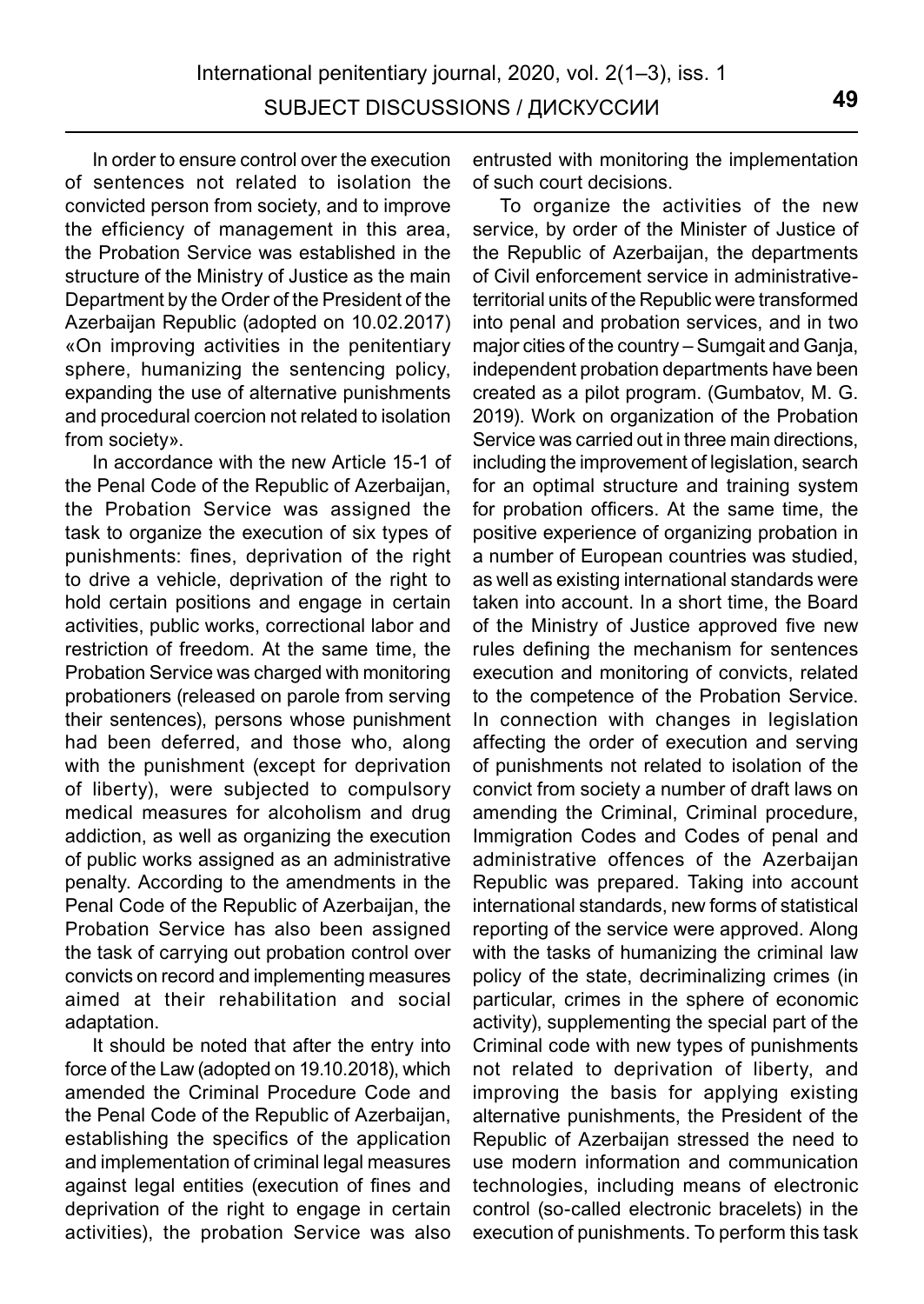In order to ensure control over the execution of sentences not related to isolation the convicted person from society, and to improve the efficiency of management in this area, the Probation Service was established in the structure of the Ministry of Justice as the main Department by the Order of the President of the Azerbaijan Republic (adopted on 10.02.2017) «On improving activities in the penitentiary sphere, humanizing the sentencing policy, expanding the use of alternative punishments and procedural coercion not related to isolation from society».

In accordance with the new Article 15-1 of the Penal Code of the Republic of Azerbaijan, the Probation Service was assigned the task to organize the execution of six types of punishments: fines, deprivation of the right to drive a vehicle, deprivation of the right to hold certain positions and engage in certain activities, public works, correctional labor and restriction of freedom. At the same time, the Probation Service was charged with monitoring probationers (released on parole from serving their sentences), persons whose punishment had been deferred, and those who, along with the punishment (except for deprivation of liberty), were subjected to compulsory medical measures for alcoholism and drug addiction, as well as organizing the execution of public works assigned as an administrative penalty. According to the amendments in the Penal Code of the Republic of Azerbaijan, the Probation Service has also been assigned the task of carrying out probation control over convicts on record and implementing measures aimed at their rehabilitation and social adaptation.

It should be noted that after the entry into force of the Law (adopted on 19.10.2018), which amended the Criminal Procedure Code and the Penal Code of the Republic of Azerbaijan, establishing the specifics of the application and implementation of criminal legal measures against legal entities (execution of fines and deprivation of the right to engage in certain activities), the probation Service was also entrusted with monitoring the implementation of such court decisions.

To organize the activities of the new service, by order of the Minister of Justice of the Republic of Azerbaijan, the departments of Civil enforcement service in administrative-territorial units of the Republic were transformed into penal and probation services, and in two major cities of the country – Sumgait and Ganja, independent probation departments have been created as a pilot program. (Gumbatov, M. G. 2019). Work on organization of the Probation Service was carried out in three main directions, including the improvement of legislation, search for an optimal structure and training system for probation officers. At the same time, the positive experience of organizing probation in a number of European countries was studied, as well as existing international standards were taken into account. In a short time, the Board of the Ministry of Justice approved five new rules defining the mechanism for sentences execution and monitoring of convicts, related to the competence of the Probation Service. In connection with changes in legislation affecting the order of execution and serving of punishments not related to isolation of the convict from society a number of draft laws on amending the Criminal, Criminal procedure, Immigration Codes and Codes of penal and administrative offences of the Azerbaijan Republic was prepared. Taking into account international standards, new forms of statistical reporting of the service were approved. Along with the tasks of humanizing the criminal law policy of the state, decriminalizing crimes (in particular, crimes in the sphere of economic activity), supplementing the special part of the Criminal code with new types of punishments not related to deprivation of liberty, and improving the basis for applying existing alternative punishments, the President of the Republic of Azerbaijan stressed the need to use modern information and communication technologies, including means of electronic control (so-called electronic bracelets) in the execution of punishments. To perform this task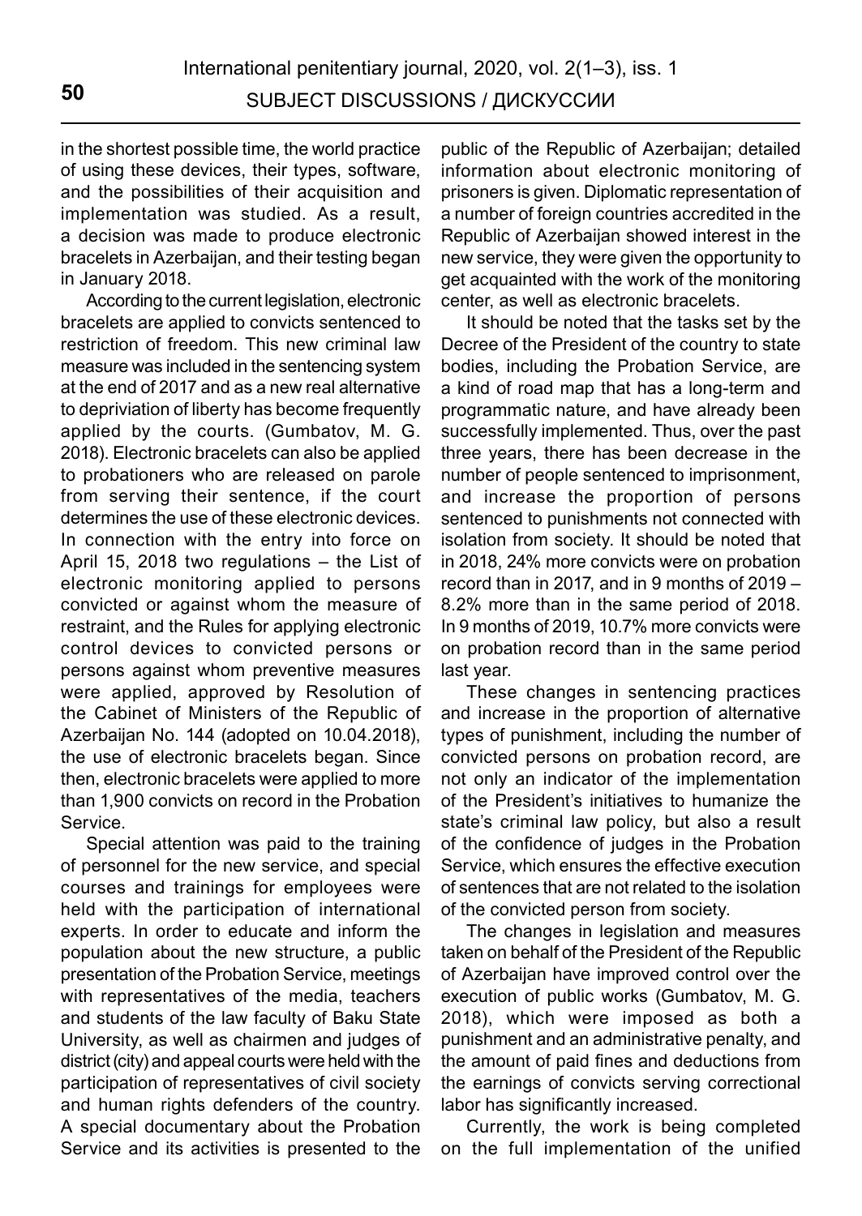in the shortest possible time, the world practice of using these devices, their types, software, and the possibilities of their acquisition and implementation was studied. As a result, a decision was made to produce electronic bracelets in Azerbaijan, and their testing began in January 2018.

According to the current legislation, electronic bracelets are applied to convicts sentenced to restriction of freedom. This new criminal law measure was included in the sentencing system at the end of 2017 and as a new real alternative to depriviation of liberty has become frequently applied by the courts. (Gumbatov, M. G. 2018). Electronic bracelets can also be applied to probationers who are released on parole from serving their sentence, if the court determines the use of these electronic devices. In connection with the entry into force on April 15, 2018 two regulations – the List of electronic monitoring applied to persons convicted or against whom the measure of restraint, and the Rules for applying electronic control devices to convicted persons or persons against whom preventive measures were applied, approved by Resolution of the Cabinet of Ministers of the Republic of Azerbaijan No. 144 (adopted on 10.04.2018), the use of electronic bracelets began. Since then, electronic bracelets were applied to more than 1,900 convicts on record in the Probation Service.

Special attention was paid to the training of personnel for the new service, and special courses and trainings for employees were held with the participation of international experts. In order to educate and inform the population about the new structure, a public presentation of the Probation Service, meetings with representatives of the media, teachers and students of the law faculty of Baku State University, as well as chairmen and judges of district (city) and appeal courts were held with the participation of representatives of civil society and human rights defenders of the country. A special documentary about the Probation Service and its activities is presented to the public of the Republic of Azerbaijan; detailed information about electronic monitoring of prisoners is given. Diplomatic representation of a number of foreign countries accredited in the Republic of Azerbaijan showed interest in the new service, they were given the opportunity to get acquainted with the work of the monitoring center, as well as electronic bracelets.

It should be noted that the tasks set by the Decree of the President of the country to state bodies, including the Probation Service, are a kind of road map that has a long-term and programmatic nature, and have already been successfully implemented. Thus, over the past three years, there has been decrease in the number of people sentenced to imprisonment, and increase the proportion of persons sentenced to punishments not connected with isolation from society. It should be noted that in 2018, 24% more convicts were on probation record than in 2017, and in 9 months of 2019 – 8.2% more than in the same period of 2018. In 9 months of 2019, 10.7% more convicts were on probation record than in the same period last year.

These changes in sentencing practices and increase in the proportion of alternative types of punishment, including the number of convicted persons on probation record, are not only an indicator of the implementation of the President's initiatives to humanize the state's criminal law policy, but also a result of the confidence of judges in the Probation Service, which ensures the effective execution of sentences that are not related to the isolation of the convicted person from society.

The changes in legislation and measures taken on behalf of the President of the Republic of Azerbaijan have improved control over the execution of public works (Gumbatov, M. G. 2018), which were imposed as both a punishment and an administrative penalty, and the amount of paid fines and deductions from the earnings of convicts serving correctional labor has significantly increased.

Currently, the work is being completed on the full implementation of the unified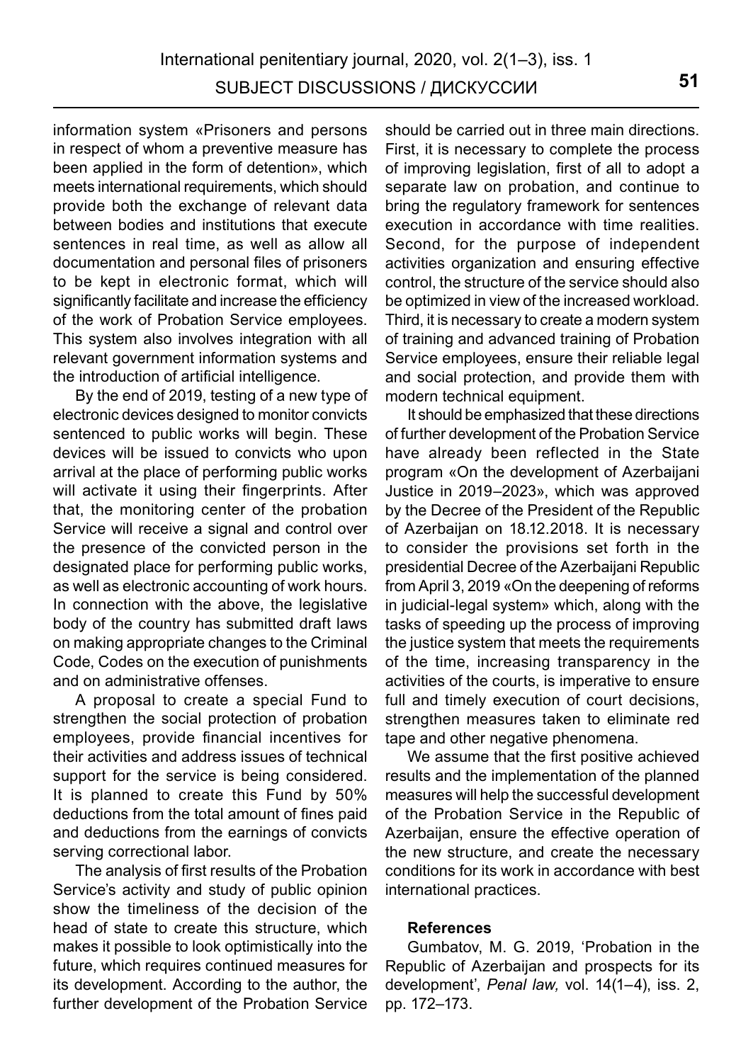information system «Prisoners and persons in respect of whom a preventive measure has been applied in the form of detention», which meets international requirements, which should provide both the exchange of relevant data between bodies and institutions that execute sentences in real time, as well as allow all documentation and personal files of prisoners to be kept in electronic format, which will significantly facilitate and increase the efficiency of the work of Probation Service employees. This system also involves integration with all relevant government information systems and the introduction of artificial intelligence.

By the end of 2019, testing of a new type of electronic devices designed to monitor convicts sentenced to public works will begin. These devices will be issued to convicts who upon arrival at the place of performing public works will activate it using their fingerprints. After that, the monitoring center of the probation Service will receive a signal and control over the presence of the convicted person in the designated place for performing public works, as well as electronic accounting of work hours. In connection with the above, the legislative body of the country has submitted draft laws on making appropriate changes to the Criminal Code, Codes on the execution of punishments and on administrative offenses.

A proposal to create a special Fund to strengthen the social protection of probation employees, provide financial incentives for their activities and address issues of technical support for the service is being considered. It is planned to create this Fund by 50% deductions from the total amount of fines paid and deductions from the earnings of convicts serving correctional labor.

The analysis of first results of the Probation Service's activity and study of public opinion show the timeliness of the decision of the head of state to create this structure, which makes it possible to look optimistically into the future, which requires continued measures for its development. According to the author, the further development of the Probation Service should be carried out in three main directions. First, it is necessary to complete the process of improving legislation, first of all to adopt a separate law on probation, and continue to bring the regulatory framework for sentences execution in accordance with time realities. Second, for the purpose of independent activities organization and ensuring effective control, the structure of the service should also be optimized in view of the increased workload. Third, it is necessary to create a modern system of training and advanced training of Probation Service employees, ensure their reliable legal and social protection, and provide them with modern technical equipment.

It should be emphasized that these directions of further development of the Probation Service have already been reflected in the State program «On the development of Azerbaijani Justice in 2019–2023», which was approved by the Decree of the President of the Republic of Azerbaijan on 18.12.2018. It is necessary to consider the provisions set forth in the presidential Decree of the Azerbaijani Republic from April 3, 2019 «On the deepening of reforms in judicial-legal system» which, along with the tasks of speeding up the process of improving the justice system that meets the requirements of the time, increasing transparency in the activities of the courts, is imperative to ensure full and timely execution of court decisions, strengthen measures taken to eliminate red tape and other negative phenomena.

We assume that the first positive achieved results and the implementation of the planned measures will help the successful development of the Probation Service in the Republic of Azerbaijan, ensure the effective operation of the new structure, and create the necessary conditions for its work in accordance with best international practices.

#### References

Gumbatov, M. G. 2019, 'Probation in the Republic of Azerbaijan and prospects for its development', *Penal law,* vol. 14(1–4), iss. 2, pp. 172–173.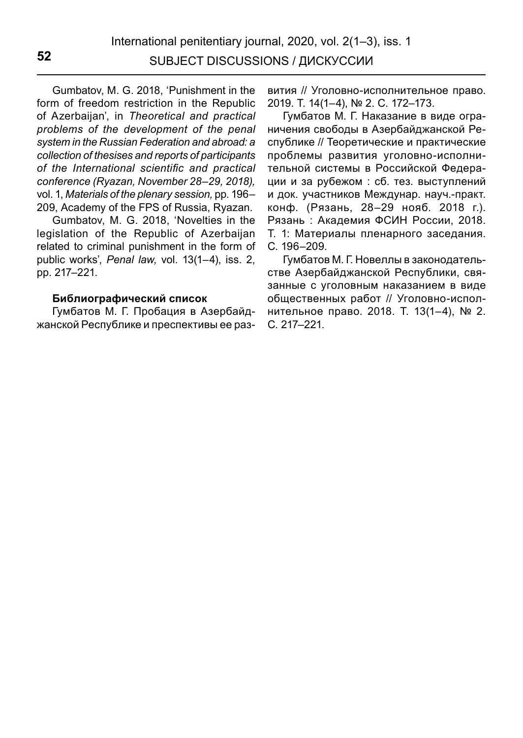Gumbatov, M. G. 2018, 'Punishment in the form of freedom restriction in the Republic of Azerbaijan', in *Theoretical and practical problems of the development of the penal system in the Russian Federation and abroad: a collection of thesises and reports of participants of the International scientific and practical conference (Ryazan, November 28–29, 2018),* vol. 1, *Materials of the plenary session,* pp. 196–209, Academy of the FPS of Russia, Ryazan.

Gumbatov, M. G. 2018, 'Novelties in the legislation of the Republic of Azerbaijan related to criminal punishment in the form of public works', *Penal law,* vol. 13(1–4), iss. 2, pp. 217–221.

**Библиографический список**

Гумбатов М. Г. Пробация в Азербайджанской Республике и преспективы ее развития // Уголовно-исполнительное право. 2019. Т. 14(1–4), № 2. С. 172–173.

Гумбатов М. Г. Наказание в виде ограничения свободы в Азербайджанской Республике // Теоретические и практические проблемы развития уголовно-исполнительной системы в Российской Федерации и за рубежом : сб. тез. выступлений и док. участников Междунар. науч.-практ. конф. (Рязань, 28–29 нояб. 2018 г.). Рязань : Академия ФСИН России, 2018. Т. 1: Материалы пленарного заседания. С. 196–209.

Гумбатов М. Г. Новеллы в законодательстве Азербайджанской Республики, связанные с уголовным наказанием в виде общественных работ // Уголовно-исполнительное право. 2018. Т. 13(1–4), № 2. С. 217–221.